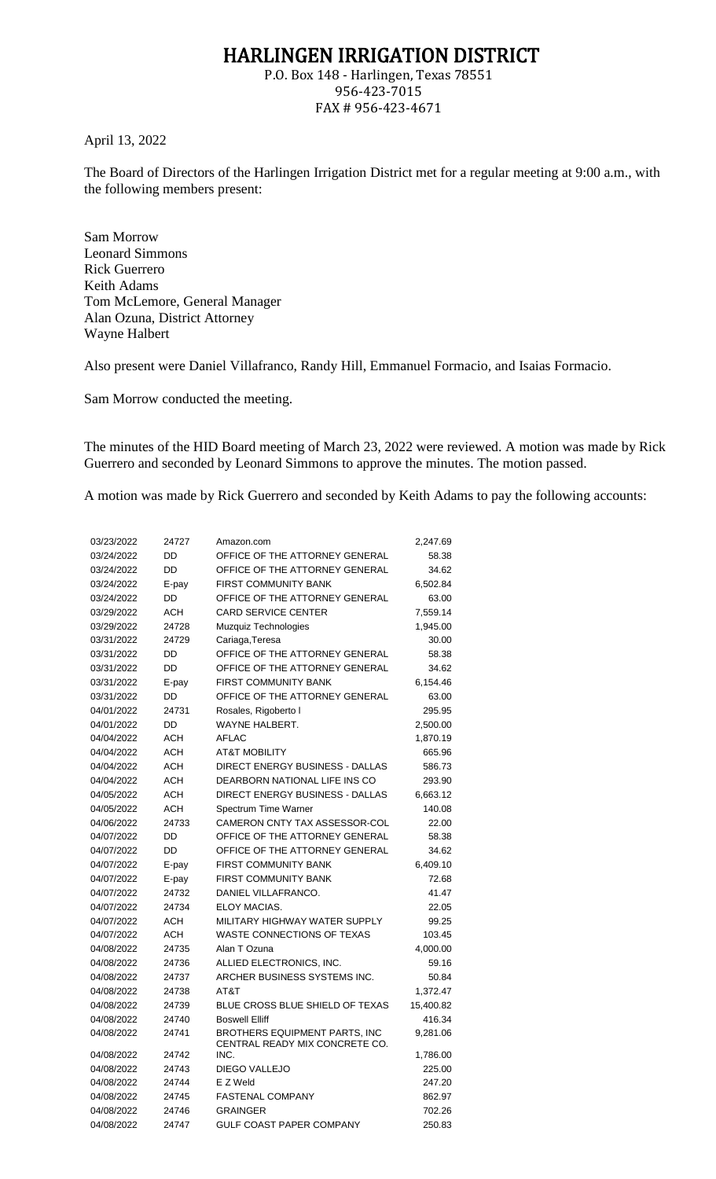# HARLINGEN IRRIGATION DISTRICT

P.O. Box 148 - Harlingen, Texas 78551
956-423-7015
FAX # 956-423-4671

April 13, 2022

The Board of Directors of the Harlingen Irrigation District met for a regular meeting at 9:00 a.m., with the following members present:

Sam Morrow
Leonard Simmons
Rick Guerrero
Keith Adams
Tom McLemore, General Manager
Alan Ozuna, District Attorney
Wayne Halbert

Also present were Daniel Villafranco, Randy Hill, Emmanuel Formacio, and Isaias Formacio.

Sam Morrow conducted the meeting.

The minutes of the HID Board meeting of March 23, 2022 were reviewed. A motion was made by Rick Guerrero and seconded by Leonard Simmons to approve the minutes. The motion passed.

A motion was made by Rick Guerrero and seconded by Keith Adams to pay the following accounts:

| | | | |
|---|---|---|---|
| 03/23/2022 | 24727 | Amazon.com | 2,247.69 |
| 03/24/2022 | DD | OFFICE OF THE ATTORNEY GENERAL | 58.38 |
| 03/24/2022 | DD | OFFICE OF THE ATTORNEY GENERAL | 34.62 |
| 03/24/2022 | E-pay | FIRST COMMUNITY BANK | 6,502.84 |
| 03/24/2022 | DD | OFFICE OF THE ATTORNEY GENERAL | 63.00 |
| 03/29/2022 | ACH | CARD SERVICE CENTER | 7,559.14 |
| 03/29/2022 | 24728 | Muzquiz Technologies | 1,945.00 |
| 03/31/2022 | 24729 | Cariaga,Teresa | 30.00 |
| 03/31/2022 | DD | OFFICE OF THE ATTORNEY GENERAL | 58.38 |
| 03/31/2022 | DD | OFFICE OF THE ATTORNEY GENERAL | 34.62 |
| 03/31/2022 | E-pay | FIRST COMMUNITY BANK | 6,154.46 |
| 03/31/2022 | DD | OFFICE OF THE ATTORNEY GENERAL | 63.00 |
| 04/01/2022 | 24731 | Rosales, Rigoberto I | 295.95 |
| 04/01/2022 | DD | WAYNE HALBERT. | 2,500.00 |
| 04/04/2022 | ACH | AFLAC | 1,870.19 |
| 04/04/2022 | ACH | AT&T MOBILITY | 665.96 |
| 04/04/2022 | ACH | DIRECT ENERGY BUSINESS - DALLAS | 586.73 |
| 04/04/2022 | ACH | DEARBORN NATIONAL LIFE INS CO | 293.90 |
| 04/05/2022 | ACH | DIRECT ENERGY BUSINESS - DALLAS | 6,663.12 |
| 04/05/2022 | ACH | Spectrum Time Warner | 140.08 |
| 04/06/2022 | 24733 | CAMERON CNTY TAX ASSESSOR-COL | 22.00 |
| 04/07/2022 | DD | OFFICE OF THE ATTORNEY GENERAL | 58.38 |
| 04/07/2022 | DD | OFFICE OF THE ATTORNEY GENERAL | 34.62 |
| 04/07/2022 | E-pay | FIRST COMMUNITY BANK | 6,409.10 |
| 04/07/2022 | E-pay | FIRST COMMUNITY BANK | 72.68 |
| 04/07/2022 | 24732 | DANIEL VILLAFRANCO. | 41.47 |
| 04/07/2022 | 24734 | ELOY MACIAS. | 22.05 |
| 04/07/2022 | ACH | MILITARY HIGHWAY WATER SUPPLY | 99.25 |
| 04/07/2022 | ACH | WASTE CONNECTIONS OF TEXAS | 103.45 |
| 04/08/2022 | 24735 | Alan T Ozuna | 4,000.00 |
| 04/08/2022 | 24736 | ALLIED ELECTRONICS, INC. | 59.16 |
| 04/08/2022 | 24737 | ARCHER BUSINESS SYSTEMS INC. | 50.84 |
| 04/08/2022 | 24738 | AT&T | 1,372.47 |
| 04/08/2022 | 24739 | BLUE CROSS BLUE SHIELD OF TEXAS | 15,400.82 |
| 04/08/2022 | 24740 | Boswell Elliff | 416.34 |
| 04/08/2022 | 24741 | BROTHERS EQUIPMENT PARTS, INC | 9,281.06 |
| 04/08/2022 | 24742 | CENTRAL READY MIX CONCRETE CO. INC. | 1,786.00 |
| 04/08/2022 | 24743 | DIEGO VALLEJO | 225.00 |
| 04/08/2022 | 24744 | E Z Weld | 247.20 |
| 04/08/2022 | 24745 | FASTENAL COMPANY | 862.97 |
| 04/08/2022 | 24746 | GRAINGER | 702.26 |
| 04/08/2022 | 24747 | GULF COAST PAPER COMPANY | 250.83 |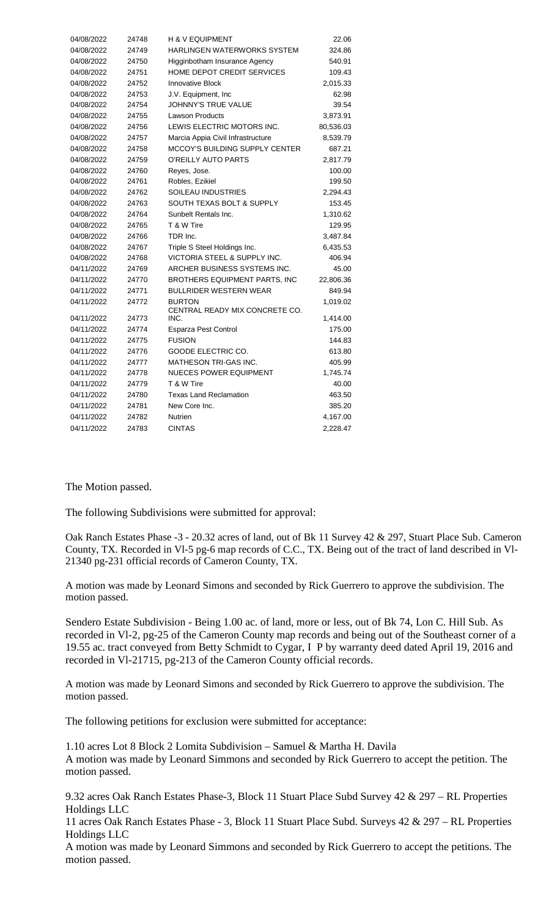| | | | |
|---|---|---|---|
| 04/08/2022 | 24748 | H & V EQUIPMENT | 22.06 |
| 04/08/2022 | 24749 | HARLINGEN WATERWORKS SYSTEM | 324.86 |
| 04/08/2022 | 24750 | Higginbotham Insurance Agency | 540.91 |
| 04/08/2022 | 24751 | HOME DEPOT CREDIT SERVICES | 109.43 |
| 04/08/2022 | 24752 | Innovative Block | 2,015.33 |
| 04/08/2022 | 24753 | J.V. Equipment, Inc | 62.98 |
| 04/08/2022 | 24754 | JOHNNY'S TRUE VALUE | 39.54 |
| 04/08/2022 | 24755 | Lawson Products | 3,873.91 |
| 04/08/2022 | 24756 | LEWIS ELECTRIC MOTORS INC. | 80,536.03 |
| 04/08/2022 | 24757 | Marcia Appia Civil Infrastructure | 8,539.79 |
| 04/08/2022 | 24758 | MCCOY'S BUILDING SUPPLY CENTER | 687.21 |
| 04/08/2022 | 24759 | O'REILLY AUTO PARTS | 2,817.79 |
| 04/08/2022 | 24760 | Reyes, Jose. | 100.00 |
| 04/08/2022 | 24761 | Robles, Ezikiel | 199.50 |
| 04/08/2022 | 24762 | SOILEAU INDUSTRIES | 2,294.43 |
| 04/08/2022 | 24763 | SOUTH TEXAS BOLT & SUPPLY | 153.45 |
| 04/08/2022 | 24764 | Sunbelt Rentals Inc. | 1,310.62 |
| 04/08/2022 | 24765 | T & W Tire | 129.95 |
| 04/08/2022 | 24766 | TDR Inc. | 3,487.84 |
| 04/08/2022 | 24767 | Triple S Steel Holdings Inc. | 6,435.53 |
| 04/08/2022 | 24768 | VICTORIA STEEL & SUPPLY INC. | 406.94 |
| 04/11/2022 | 24769 | ARCHER BUSINESS SYSTEMS INC. | 45.00 |
| 04/11/2022 | 24770 | BROTHERS EQUIPMENT PARTS, INC | 22,806.36 |
| 04/11/2022 | 24771 | BULLRIDER WESTERN WEAR | 849.94 |
| 04/11/2022 | 24772 | BURTON | 1,019.02 |
| 04/11/2022 | 24773 | CENTRAL READY MIX CONCRETE CO. INC. | 1,414.00 |
| 04/11/2022 | 24774 | Esparza Pest Control | 175.00 |
| 04/11/2022 | 24775 | FUSION | 144.83 |
| 04/11/2022 | 24776 | GOODE ELECTRIC CO. | 613.80 |
| 04/11/2022 | 24777 | MATHESON TRI-GAS INC. | 405.99 |
| 04/11/2022 | 24778 | NUECES POWER EQUIPMENT | 1,745.74 |
| 04/11/2022 | 24779 | T & W Tire | 40.00 |
| 04/11/2022 | 24780 | Texas Land Reclamation | 463.50 |
| 04/11/2022 | 24781 | New Core Inc. | 385.20 |
| 04/11/2022 | 24782 | Nutrien | 4,167.00 |
| 04/11/2022 | 24783 | CINTAS | 2,228.47 |

The Motion passed.

The following Subdivisions were submitted for approval:

Oak Ranch Estates Phase -3 - 20.32 acres of land, out of Bk 11 Survey 42 & 297, Stuart Place Sub. Cameron County, TX. Recorded in Vl-5 pg-6 map records of C.C., TX. Being out of the tract of land described in Vl-21340 pg-231 official records of Cameron County, TX.

A motion was made by Leonard Simons and seconded by Rick Guerrero to approve the subdivision. The motion passed.

Sendero Estate Subdivision - Being 1.00 ac. of land, more or less, out of Bk 74, Lon C. Hill Sub. As recorded in Vl-2, pg-25 of the Cameron County map records and being out of the Southeast corner of a 19.55 ac. tract conveyed from Betty Schmidt to Cygar, I P by warranty deed dated April 19, 2016 and recorded in Vl-21715, pg-213 of the Cameron County official records.

A motion was made by Leonard Simons and seconded by Rick Guerrero to approve the subdivision. The motion passed.

The following petitions for exclusion were submitted for acceptance:

1.10 acres Lot 8 Block 2 Lomita Subdivision – Samuel & Martha H. Davila
A motion was made by Leonard Simmons and seconded by Rick Guerrero to accept the petition. The motion passed.

9.32 acres Oak Ranch Estates Phase-3, Block 11 Stuart Place Subd Survey 42 & 297 – RL Properties Holdings LLC
11 acres Oak Ranch Estates Phase - 3, Block 11 Stuart Place Subd. Surveys 42 & 297 – RL Properties Holdings LLC
A motion was made by Leonard Simmons and seconded by Rick Guerrero to accept the petitions. The motion passed.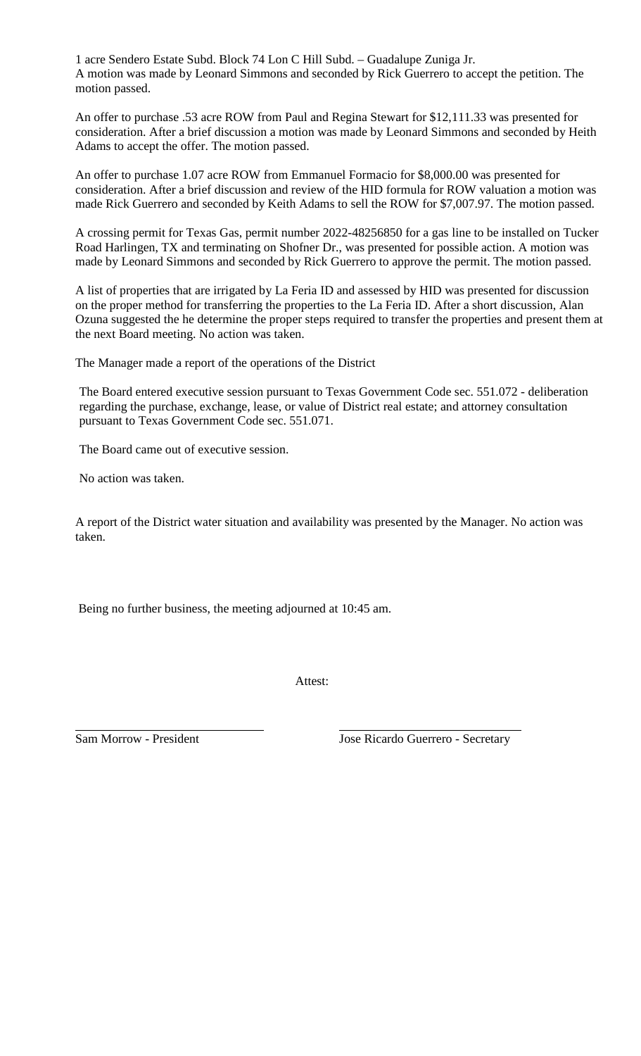1 acre Sendero Estate Subd. Block 74 Lon C Hill Subd. – Guadalupe Zuniga Jr.
A motion was made by Leonard Simmons and seconded by Rick Guerrero to accept the petition. The motion passed.

An offer to purchase .53 acre ROW from Paul and Regina Stewart for $12,111.33 was presented for consideration. After a brief discussion a motion was made by Leonard Simmons and seconded by Heith Adams to accept the offer. The motion passed.

An offer to purchase 1.07 acre ROW from Emmanuel Formacio for $8,000.00 was presented for consideration. After a brief discussion and review of the HID formula for ROW valuation a motion was made Rick Guerrero and seconded by Keith Adams to sell the ROW for $7,007.97. The motion passed.

A crossing permit for Texas Gas, permit number 2022-48256850 for a gas line to be installed on Tucker Road Harlingen, TX and terminating on Shofner Dr., was presented for possible action. A motion was made by Leonard Simmons and seconded by Rick Guerrero to approve the permit. The motion passed.

A list of properties that are irrigated by La Feria ID and assessed by HID was presented for discussion on the proper method for transferring the properties to the La Feria ID. After a short discussion, Alan Ozuna suggested the he determine the proper steps required to transfer the properties and present them at the next Board meeting. No action was taken.

The Manager made a report of the operations of the District

The Board entered executive session pursuant to Texas Government Code sec. 551.072 - deliberation regarding the purchase, exchange, lease, or value of District real estate; and attorney consultation pursuant to Texas Government Code sec. 551.071.

The Board came out of executive session.

No action was taken.

A report of the District water situation and availability was presented by the Manager. No action was taken.

Being no further business, the meeting adjourned at 10:45 am.

Attest:

Sam Morrow - President

Jose Ricardo Guerrero - Secretary